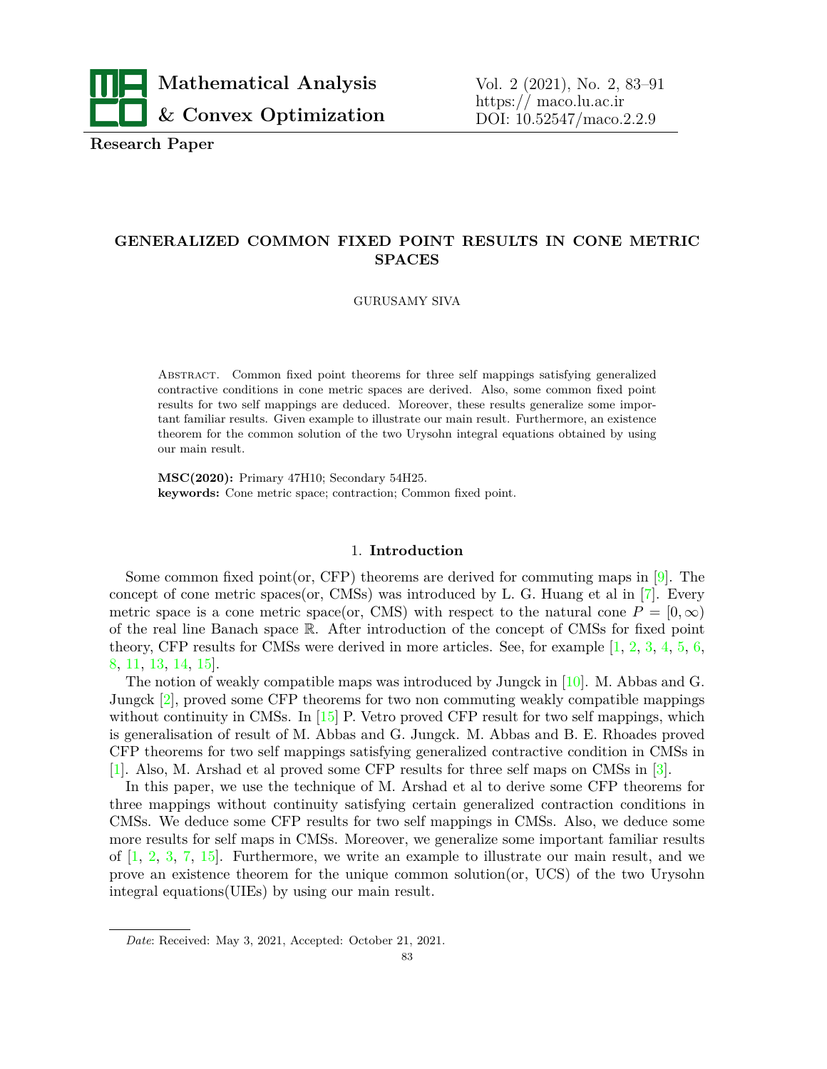**Research Paper**

# GENERALIZED COMMON FIXED POINT RESULTS IN CONE METRIC SPACES

GURUSAMY SIVA

Abstract. Common fixed point theorems for three self mappings satisfying generalized contractive conditions in cone metric spaces are derived. Also, some common fixed point results for two self mappings are deduced. Moreover, these results generalize some important familiar results. Given example to illustrate our main result. Furthermore, an existence theorem for the common solution of the two Urysohn integral equations obtained by using our main result.

**MSC(2020):** Primary 47H10; Secondary 54H25.
**keywords:** Cone metric space; contraction; Common fixed point.

## 1. Introduction

Some common fixed point(or, CFP) theorems are derived for commuting maps in [9]. The concept of cone metric spaces(or, CMSs) was introduced by L. G. Huang et al in [7]. Every metric space is a cone metric space(or, CMS) with respect to the natural cone $P = [0, \infty)$ of the real line Banach space $\mathbb{R}$. After introduction of the concept of CMSs for fixed point theory, CFP results for CMSs were derived in more articles. See, for example [1, 2, 3, 4, 5, 6, 8, 11, 13, 14, 15].

The notion of weakly compatible maps was introduced by Jungck in [10]. M. Abbas and G. Jungck [2], proved some CFP theorems for two non commuting weakly compatible mappings without continuity in CMSs. In [15] P. Vetro proved CFP result for two self mappings, which is generalisation of result of M. Abbas and G. Jungck. M. Abbas and B. E. Rhoades proved CFP theorems for two self mappings satisfying generalized contractive condition in CMSs in [1]. Also, M. Arshad et al proved some CFP results for three self maps on CMSs in [3].

In this paper, we use the technique of M. Arshad et al to derive some CFP theorems for three mappings without continuity satisfying certain generalized contraction conditions in CMSs. We deduce some CFP results for two self mappings in CMSs. Also, we deduce some more results for self maps in CMSs. Moreover, we generalize some important familiar results of [1, 2, 3, 7, 15]. Furthermore, we write an example to illustrate our main result, and we prove an existence theorem for the unique common solution(or, UCS) of the two Urysohn integral equations(UIEs) by using our main result.

*Date*: Received: May 3, 2021, Accepted: October 21, 2021.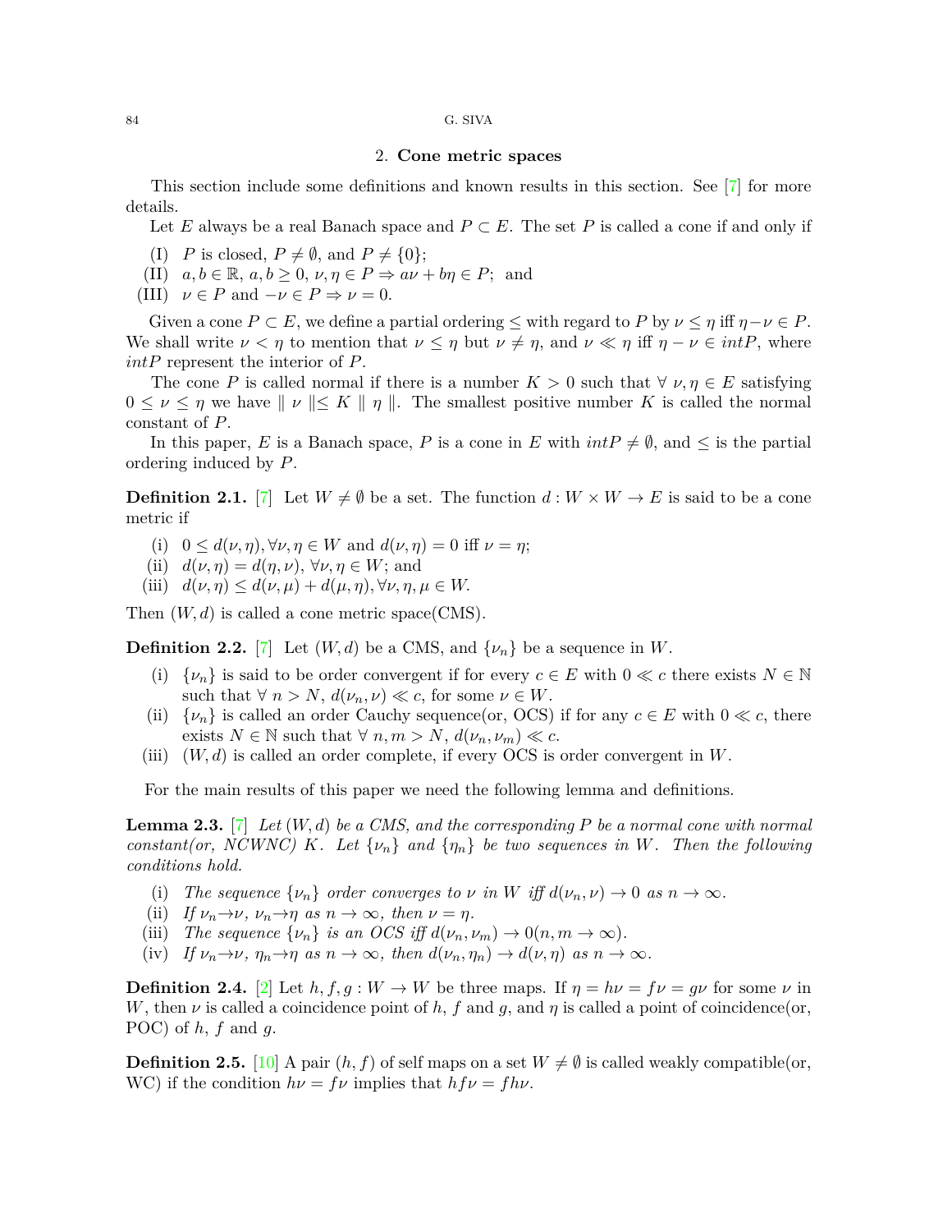## 2. **Cone metric spaces**

This section include some definitions and known results in this section. See [7] for more details.

Let $E$ always be a real Banach space and $P \subset E$. The set $P$ is called a cone if and only if

(I) $P$ is closed, $P \neq \emptyset$, and $P \neq \{0\}$;

(II) $a, b \in \mathbb{R}$, $a, b \geq 0$, $\nu, \eta \in P \Rightarrow a\nu + b\eta \in P$; and

(III) $\nu \in P$ and $-\nu \in P \Rightarrow \nu = 0$.

Given a cone $P \subset E$, we define a partial ordering $\leq$ with regard to $P$ by $\nu \leq \eta$ iff $\eta - \nu \in P$. We shall write $\nu < \eta$ to mention that $\nu \leq \eta$ but $\nu \neq \eta$, and $\nu \ll \eta$ iff $\eta - \nu \in intP$, where $intP$ represent the interior of $P$.

The cone $P$ is called normal if there is a number $K > 0$ such that $\forall\ \nu, \eta \in E$ satisfying $0 \leq \nu \leq \eta$ we have $\parallel \nu \parallel \leq K \parallel \eta \parallel$. The smallest positive number $K$ is called the normal constant of $P$.

In this paper, $E$ is a Banach space, $P$ is a cone in $E$ with $intP \neq \emptyset$, and $\leq$ is the partial ordering induced by $P$.

**Definition 2.1.** [7] Let $W \neq \emptyset$ be a set. The function $d : W \times W \to E$ is said to be a cone metric if

(i) $0 \leq d(\nu, \eta), \forall \nu, \eta \in W$ and $d(\nu, \eta) = 0$ iff $\nu = \eta$;

(ii) $d(\nu, \eta) = d(\eta, \nu)$, $\forall \nu, \eta \in W$; and

(iii) $d(\nu, \eta) \leq d(\nu, \mu) + d(\mu, \eta), \forall \nu, \eta, \mu \in W$.

Then $(W, d)$ is called a cone metric space(CMS).

**Definition 2.2.** [7] Let $(W, d)$ be a CMS, and $\{\nu_n\}$ be a sequence in $W$.

(i) $\{\nu_n\}$ is said to be order convergent if for every $c \in E$ with $0 \ll c$ there exists $N \in \mathbb{N}$ such that $\forall\ n > N$, $d(\nu_n, \nu) \ll c$, for some $\nu \in W$.

(ii) $\{\nu_n\}$ is called an order Cauchy sequence(or, OCS) if for any $c \in E$ with $0 \ll c$, there exists $N \in \mathbb{N}$ such that $\forall\ n, m > N$, $d(\nu_n, \nu_m) \ll c$.

(iii) $(W, d)$ is called an order complete, if every OCS is order convergent in $W$.

For the main results of this paper we need the following lemma and definitions.

**Lemma 2.3.** [7] *Let $(W, d)$ be a CMS, and the corresponding $P$ be a normal cone with normal constant(or, NCWNC) $K$. Let $\{\nu_n\}$ and $\{\eta_n\}$ be two sequences in $W$. Then the following conditions hold.*

(i) *The sequence $\{\nu_n\}$ order converges to $\nu$ in $W$ iff $d(\nu_n, \nu) \to 0$ as $n \to \infty$.*

(ii) *If $\nu_n \to \nu$, $\nu_n \to \eta$ as $n \to \infty$, then $\nu = \eta$.*

(iii) *The sequence $\{\nu_n\}$ is an OCS iff $d(\nu_n, \nu_m) \to 0 (n, m \to \infty)$.*

(iv) *If $\nu_n \to \nu$, $\eta_n \to \eta$ as $n \to \infty$, then $d(\nu_n, \eta_n) \to d(\nu, \eta)$ as $n \to \infty$.*

**Definition 2.4.** [2] Let $h, f, g : W \to W$ be three maps. If $\eta = h\nu = f\nu = g\nu$ for some $\nu$ in $W$, then $\nu$ is called a coincidence point of $h$, $f$ and $g$, and $\eta$ is called a point of coincidence(or, POC) of $h$, $f$ and $g$.

**Definition 2.5.** [10] A pair $(h, f)$ of self maps on a set $W \neq \emptyset$ is called weakly compatible(or, WC) if the condition $h\nu = f\nu$ implies that $hf\nu = fh\nu$.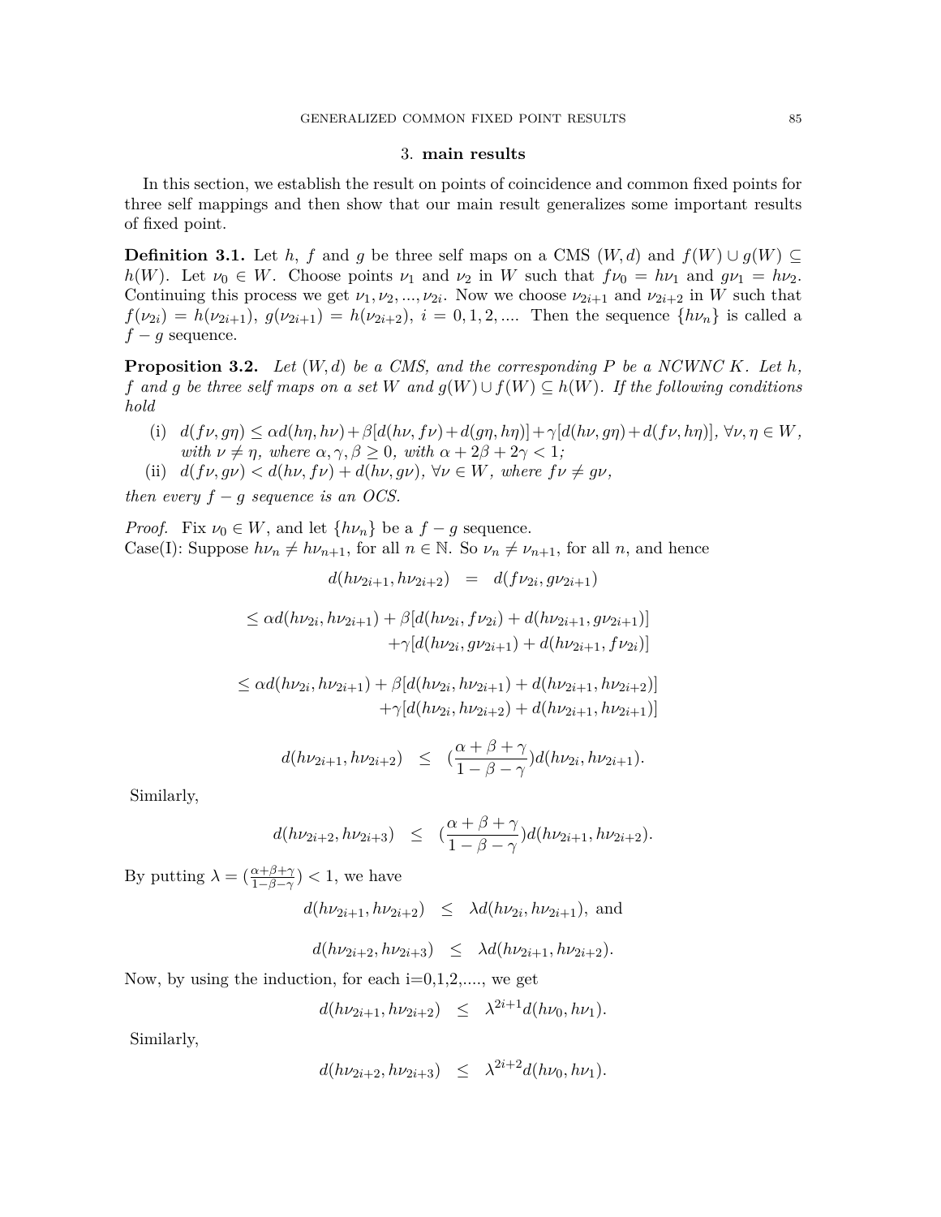## 3. **main results**

In this section, we establish the result on points of coincidence and common fixed points for three self mappings and then show that our main result generalizes some important results of fixed point.

**Definition 3.1.** Let $h$, $f$ and $g$ be three self maps on a CMS $(W, d)$ and $f(W) \cup g(W) \subseteq h(W)$. Let $\nu_0 \in W$. Choose points $\nu_1$ and $\nu_2$ in $W$ such that $f\nu_0 = h\nu_1$ and $g\nu_1 = h\nu_2$. Continuing this process we get $\nu_1, \nu_2, ..., \nu_{2i}$. Now we choose $\nu_{2i+1}$ and $\nu_{2i+2}$ in $W$ such that $f(\nu_{2i}) = h(\nu_{2i+1})$, $g(\nu_{2i+1}) = h(\nu_{2i+2})$, $i = 0, 1, 2, ....$ Then the sequence $\{h\nu_n\}$ is called a $f - g$ sequence.

**Proposition 3.2.** *Let $(W, d)$ be a CMS, and the corresponding $P$ be a NCWNC $K$. Let $h$, $f$ and $g$ be three self maps on a set $W$ and $g(W) \cup f(W) \subseteq h(W)$. If the following conditions hold*

(i) $d(f\nu, g\eta) \leq \alpha d(h\eta, h\nu) + \beta[d(h\nu, f\nu) + d(g\eta, h\eta)] + \gamma[d(h\nu, g\eta) + d(f\nu, h\eta)]$, $\forall \nu, \eta \in W$, *with $\nu \neq \eta$, where $\alpha, \gamma, \beta \geq 0$, with $\alpha + 2\beta + 2\gamma < 1$;*

(ii) $d(f\nu, g\nu) < d(h\nu, f\nu) + d(h\nu, g\nu)$, $\forall \nu \in W$, *where $f\nu \neq g\nu$,*

*then every $f - g$ sequence is an OCS.*

*Proof.* Fix $\nu_0 \in W$, and let $\{h\nu_n\}$ be a $f - g$ sequence.
Case(I): Suppose $h\nu_n \neq h\nu_{n+1}$, for all $n \in \mathbb{N}$. So $\nu_n \neq \nu_{n+1}$, for all $n$, and hence

$$d(h\nu_{2i+1}, h\nu_{2i+2}) = d(f\nu_{2i}, g\nu_{2i+1})$$

$$\leq \alpha d(h\nu_{2i}, h\nu_{2i+1}) + \beta[d(h\nu_{2i}, f\nu_{2i}) + d(h\nu_{2i+1}, g\nu_{2i+1})] + \gamma[d(h\nu_{2i}, g\nu_{2i+1}) + d(h\nu_{2i+1}, f\nu_{2i})]$$

$$\leq \alpha d(h\nu_{2i}, h\nu_{2i+1}) + \beta[d(h\nu_{2i}, h\nu_{2i+1}) + d(h\nu_{2i+1}, h\nu_{2i+2})] + \gamma[d(h\nu_{2i}, h\nu_{2i+2}) + d(h\nu_{2i+1}, h\nu_{2i+1})]$$

$$d(h\nu_{2i+1}, h\nu_{2i+2}) \leq (\frac{\alpha + \beta + \gamma}{1 - \beta - \gamma}) d(h\nu_{2i}, h\nu_{2i+1}).$$

Similarly,

$$d(h\nu_{2i+2}, h\nu_{2i+3}) \leq (\frac{\alpha + \beta + \gamma}{1 - \beta - \gamma}) d(h\nu_{2i+1}, h\nu_{2i+2}).$$

By putting $\lambda = (\frac{\alpha+\beta+\gamma}{1-\beta-\gamma}) < 1$, we have

$$d(h\nu_{2i+1}, h\nu_{2i+2}) \leq \lambda d(h\nu_{2i}, h\nu_{2i+1}), \text{ and}$$

$$d(h\nu_{2i+2}, h\nu_{2i+3}) \leq \lambda d(h\nu_{2i+1}, h\nu_{2i+2}).$$

Now, by using the induction, for each i=0,1,2,...., we get

$$d(h\nu_{2i+1}, h\nu_{2i+2}) \leq \lambda^{2i+1} d(h\nu_0, h\nu_1).$$

Similarly,

$$d(h\nu_{2i+2}, h\nu_{2i+3}) \leq \lambda^{2i+2} d(h\nu_0, h\nu_1).$$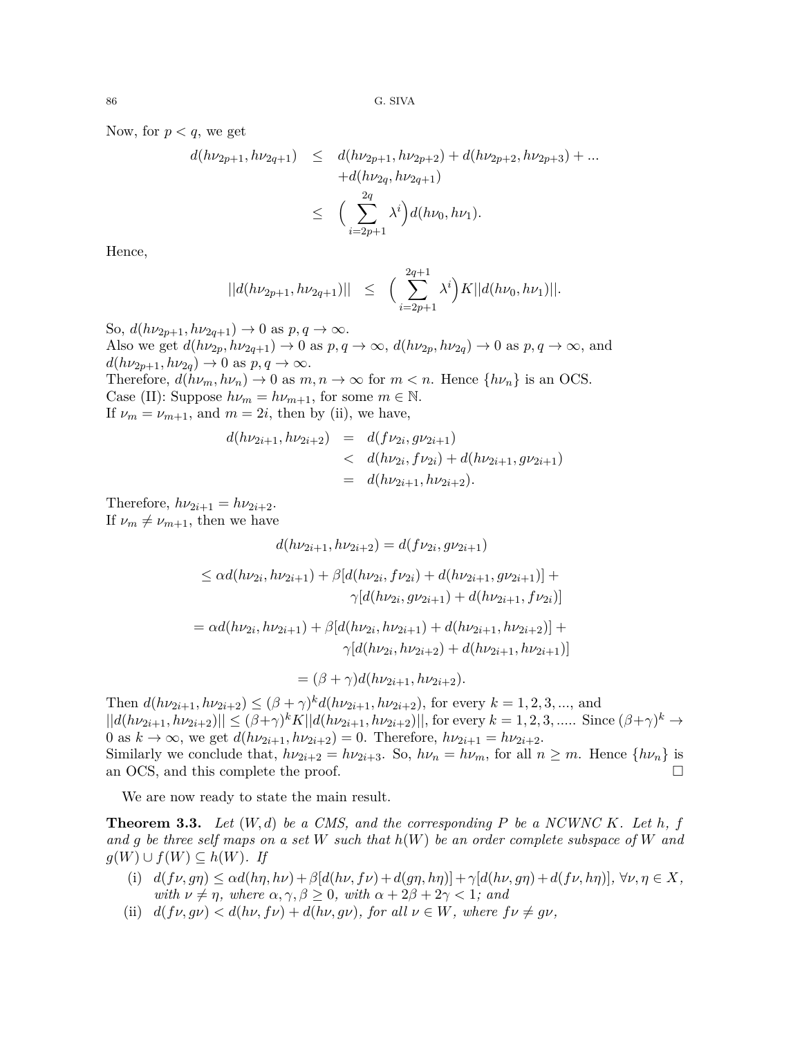Now, for $p < q$, we get

$$
\begin{aligned}
d(h\nu_{2p+1}, h\nu_{2q+1}) &\leq d(h\nu_{2p+1}, h\nu_{2p+2}) + d(h\nu_{2p+2}, h\nu_{2p+3}) + ... \\
&\quad + d(h\nu_{2q}, h\nu_{2q+1}) \\
&\leq \Big( \sum_{i=2p+1}^{2q} \lambda^i \Big) d(h\nu_0, h\nu_1).
\end{aligned}
$$

Hence,

$$
||d(h\nu_{2p+1}, h\nu_{2q+1})|| \leq \Big( \sum_{i=2p+1}^{2q+1} \lambda^i \Big) K ||d(h\nu_0, h\nu_1)||.
$$

So, $d(h\nu_{2p+1}, h\nu_{2q+1}) \to 0$ as $p, q \to \infty$.
Also we get $d(h\nu_{2p}, h\nu_{2q+1}) \to 0$ as $p, q \to \infty$, $d(h\nu_{2p}, h\nu_{2q}) \to 0$ as $p, q \to \infty$, and $d(h\nu_{2p+1}, h\nu_{2q}) \to 0$ as $p, q \to \infty$.
Therefore, $d(h\nu_m, h\nu_n) \to 0$ as $m, n \to \infty$ for $m < n$. Hence $\{h\nu_n\}$ is an OCS.
Case (II): Suppose $h\nu_m = h\nu_{m+1}$, for some $m \in \mathbb{N}$.
If $\nu_m = \nu_{m+1}$, and $m = 2i$, then by (ii), we have,

$$
\begin{aligned}
d(h\nu_{2i+1}, h\nu_{2i+2}) &= d(f\nu_{2i}, g\nu_{2i+1}) \\
&< d(h\nu_{2i}, f\nu_{2i}) + d(h\nu_{2i+1}, g\nu_{2i+1}) \\
&= d(h\nu_{2i+1}, h\nu_{2i+2}).
\end{aligned}
$$

Therefore, $h\nu_{2i+1} = h\nu_{2i+2}$.
If $\nu_m \neq \nu_{m+1}$, then we have

$$
d(h\nu_{2i+1}, h\nu_{2i+2}) = d(f\nu_{2i}, g\nu_{2i+1})
$$

$$
\leq \alpha d(h\nu_{2i}, h\nu_{2i+1}) + \beta[d(h\nu_{2i}, f\nu_{2i}) + d(h\nu_{2i+1}, g\nu_{2i+1})] + \gamma[d(h\nu_{2i}, g\nu_{2i+1}) + d(h\nu_{2i+1}, f\nu_{2i})]
$$

$$
= \alpha d(h\nu_{2i}, h\nu_{2i+1}) + \beta[d(h\nu_{2i}, h\nu_{2i+1}) + d(h\nu_{2i+1}, h\nu_{2i+2})] + \gamma[d(h\nu_{2i}, h\nu_{2i+2}) + d(h\nu_{2i+1}, h\nu_{2i+1})]
$$

$$
= (\beta + \gamma) d(h\nu_{2i+1}, h\nu_{2i+2}).
$$

Then $d(h\nu_{2i+1}, h\nu_{2i+2}) \leq (\beta + \gamma)^k d(h\nu_{2i+1}, h\nu_{2i+2})$, for every $k = 1, 2, 3, ...$, and $||d(h\nu_{2i+1}, h\nu_{2i+2})|| \leq (\beta+\gamma)^k K ||d(h\nu_{2i+1}, h\nu_{2i+2})||$, for every $k = 1, 2, 3, .....$ Since $(\beta+\gamma)^k \to 0$ as $k \to \infty$, we get $d(h\nu_{2i+1}, h\nu_{2i+2}) = 0$. Therefore, $h\nu_{2i+1} = h\nu_{2i+2}$.
Similarly we conclude that, $h\nu_{2i+2} = h\nu_{2i+3}$. So, $h\nu_n = h\nu_m$, for all $n \geq m$. Hence $\{h\nu_n\}$ is an OCS, and this complete the proof. □

We are now ready to state the main result.

**Theorem 3.3.** *Let $(W, d)$ be a CMS, and the corresponding $P$ be a NCWNC $K$. Let $h$, $f$ and $g$ be three self maps on a set $W$ such that $h(W)$ be an order complete subspace of $W$ and $g(W) \cup f(W) \subseteq h(W)$. If*

(i) $d(f\nu, g\eta) \leq \alpha d(h\eta, h\nu) + \beta[d(h\nu, f\nu) + d(g\eta, h\eta)] + \gamma[d(h\nu, g\eta) + d(f\nu, h\eta)]$, $\forall \nu, \eta \in X$, *with $\nu \neq \eta$, where $\alpha, \gamma, \beta \geq 0$, with $\alpha + 2\beta + 2\gamma < 1$; and*

(ii) $d(f\nu, g\nu) < d(h\nu, f\nu) + d(h\nu, g\nu)$, *for all $\nu \in W$, where $f\nu \neq g\nu$,*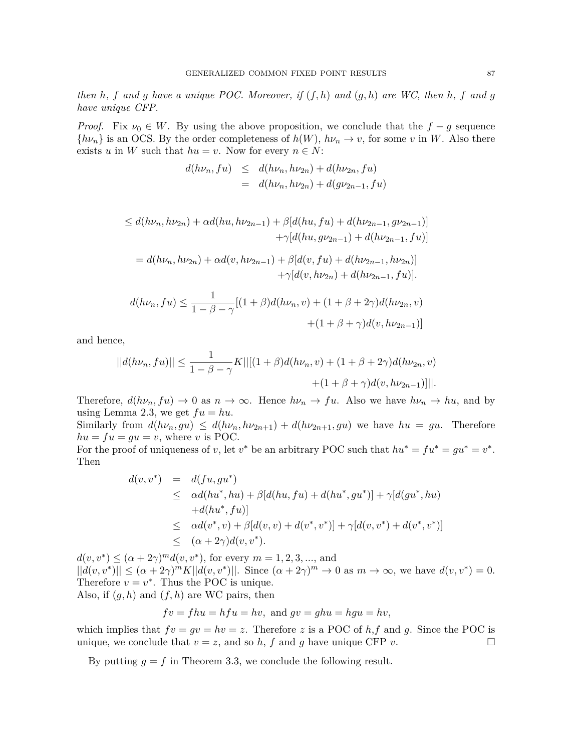*then $h$, $f$ and $g$ have a unique POC. Moreover, if $(f,h)$ and $(g,h)$ are WC, then $h$, $f$ and $g$ have unique CFP.*

*Proof.* Fix $\nu_0 \in W$. By using the above proposition, we conclude that the $f-g$ sequence $\{h\nu_n\}$ is an OCS. By the order completeness of $h(W)$, $h\nu_n \to v$, for some $v$ in $W$. Also there exists $u$ in $W$ such that $hu = v$. Now for every $n \in N$:

$$\begin{aligned} d(h\nu_n, fu) &\leq d(h\nu_n, h\nu_{2n}) + d(h\nu_{2n}, fu) \\ &= d(h\nu_n, h\nu_{2n}) + d(g\nu_{2n-1}, fu) \end{aligned}$$

$$\begin{aligned} &\leq d(h\nu_n, h\nu_{2n}) + \alpha d(hu, h\nu_{2n-1}) + \beta[d(hu, fu) + d(h\nu_{2n-1}, g\nu_{2n-1})] \\ &\qquad + \gamma[d(hu, g\nu_{2n-1}) + d(h\nu_{2n-1}, fu)] \\ &= d(h\nu_n, h\nu_{2n}) + \alpha d(v, h\nu_{2n-1}) + \beta[d(v, fu) + d(h\nu_{2n-1}, h\nu_{2n})] \\ &\qquad + \gamma[d(v, h\nu_{2n}) + d(h\nu_{2n-1}, fu)]. \end{aligned}$$

$$\begin{aligned} d(h\nu_n, fu) \leq \frac{1}{1-\beta-\gamma}[&(1+\beta)d(h\nu_n, v) + (1+\beta+2\gamma)d(h\nu_{2n}, v) \\ &+ (1+\beta+\gamma)d(v, h\nu_{2n-1})] \end{aligned}$$

and hence,

$$\begin{aligned} ||d(h\nu_n, fu)|| \leq \frac{1}{1-\beta-\gamma}K||[&(1+\beta)d(h\nu_n, v) + (1+\beta+2\gamma)d(h\nu_{2n}, v) \\ &+ (1+\beta+\gamma)d(v, h\nu_{2n-1})]||. \end{aligned}$$

Therefore, $d(h\nu_n, fu) \to 0$ as $n \to \infty$. Hence $h\nu_n \to fu$. Also we have $h\nu_n \to hu$, and by using Lemma 2.3, we get $fu = hu$.

Similarly from $d(h\nu_n, gu) \leq d(h\nu_n, h\nu_{2n+1}) + d(h\nu_{2n+1}, gu)$ we have $hu = gu$. Therefore $hu = fu = gu = v$, where $v$ is POC.

For the proof of uniqueness of $v$, let $v^*$ be an arbitrary POC such that $hu^* = fu^* = gu^* = v^*$. Then

$$\begin{aligned} d(v, v^*) &= d(fu, gu^*) \\ &\leq \alpha d(hu^*, hu) + \beta[d(hu, fu) + d(hu^*, gu^*)] + \gamma[d(gu^*, hu) \\ &\quad + d(hu^*, fu)] \\ &\leq \alpha d(v^*, v) + \beta[d(v, v) + d(v^*, v^*)] + \gamma[d(v, v^*) + d(v^*, v^*)] \\ &\leq (\alpha + 2\gamma) d(v, v^*). \end{aligned}$$

$d(v, v^*) \leq (\alpha+2\gamma)^m d(v, v^*)$, for every $m = 1, 2, 3, ...$, and
$||d(v, v^*)|| \leq (\alpha+2\gamma)^m K||d(v, v^*)||$. Since $(\alpha+2\gamma)^m \to 0$ as $m \to \infty$, we have $d(v, v^*) = 0$. Therefore $v = v^*$. Thus the POC is unique.
Also, if $(g,h)$ and $(f,h)$ are WC pairs, then

$$fv = fhu = hfu = hv, \text{ and } gv = ghu = hgu = hv,$$

which implies that $fv = gv = hv = z$. Therefore $z$ is a POC of $h$,$f$ and $g$. Since the POC is unique, we conclude that $v = z$, and so $h$, $f$ and $g$ have unique CFP $v$. □

By putting $g = f$ in Theorem 3.3, we conclude the following result.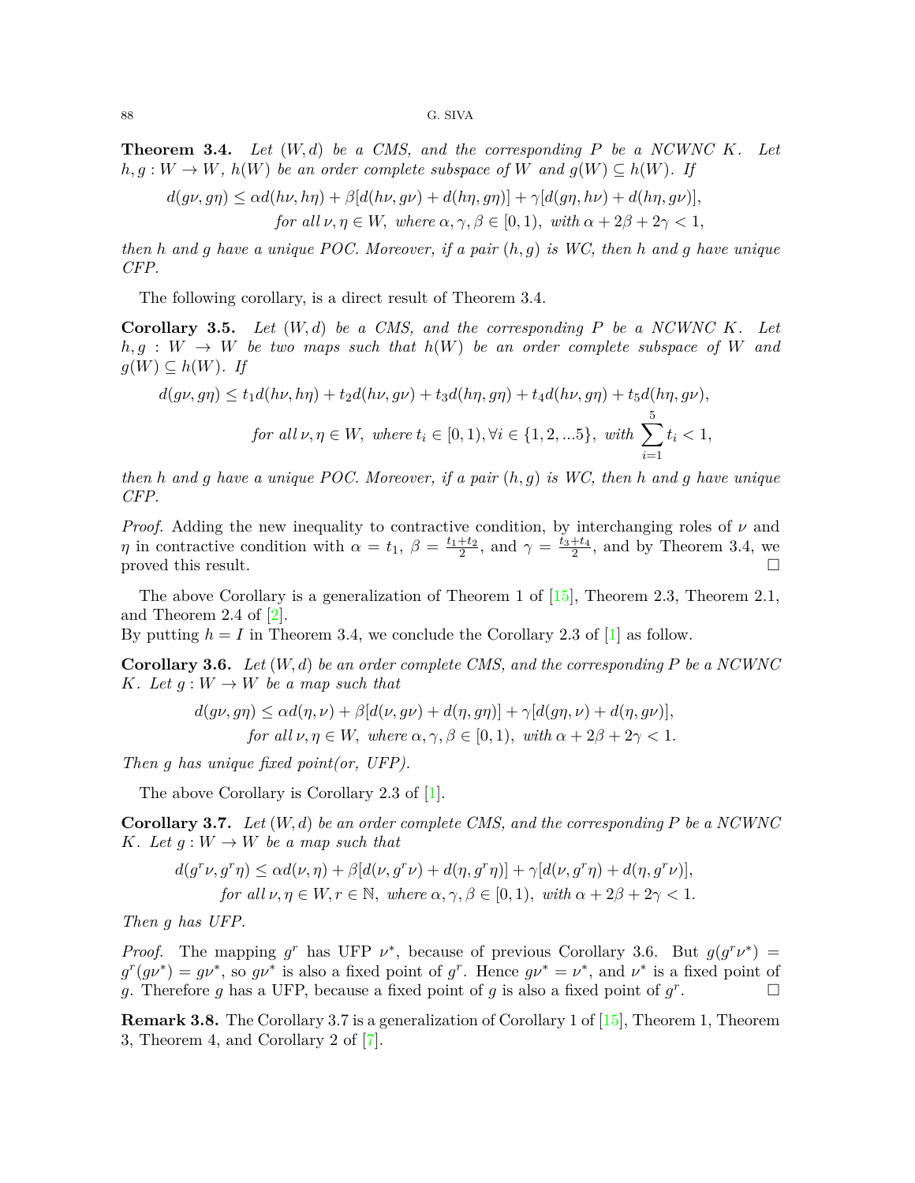**Theorem 3.4.** *Let $(W, d)$ be a CMS, and the corresponding $P$ be a NCWNC $K$. Let $h, g : W \to W$, $h(W)$ be an order complete subspace of $W$ and $g(W) \subseteq h(W)$. If*

$$d(g\nu, g\eta) \leq \alpha d(h\nu, h\eta) + \beta[d(h\nu, g\nu) + d(h\eta, g\eta)] + \gamma[d(g\eta, h\nu) + d(h\eta, g\nu)],$$
$$\text{for all } \nu, \eta \in W, \text{ where } \alpha, \gamma, \beta \in [0, 1), \text{ with } \alpha + 2\beta + 2\gamma < 1,$$

*then $h$ and $g$ have a unique POC. Moreover, if a pair $(h, g)$ is WC, then $h$ and $g$ have unique CFP.*

The following corollary, is a direct result of Theorem 3.4.

**Corollary 3.5.** *Let $(W, d)$ be a CMS, and the corresponding $P$ be a NCWNC $K$. Let $h, g : W \to W$ be two maps such that $h(W)$ be an order complete subspace of $W$ and $g(W) \subseteq h(W)$. If*

$$d(g\nu, g\eta) \leq t_1 d(h\nu, h\eta) + t_2 d(h\nu, g\nu) + t_3 d(h\eta, g\eta) + t_4 d(h\nu, g\eta) + t_5 d(h\eta, g\nu),$$
$$\text{for all } \nu, \eta \in W, \text{ where } t_i \in [0, 1), \forall i \in \{1, 2, ...5\}, \text{ with } \sum_{i=1}^{5} t_i < 1,$$

*then $h$ and $g$ have a unique POC. Moreover, if a pair $(h, g)$ is WC, then $h$ and $g$ have unique CFP.*

*Proof.* Adding the new inequality to contractive condition, by interchanging roles of $\nu$ and $\eta$ in contractive condition with $\alpha = t_1$, $\beta = \frac{t_1+t_2}{2}$, and $\gamma = \frac{t_3+t_4}{2}$, and by Theorem 3.4, we proved this result. $\square$

The above Corollary is a generalization of Theorem 1 of [15], Theorem 2.3, Theorem 2.1, and Theorem 2.4 of [2].
By putting $h = I$ in Theorem 3.4, we conclude the Corollary 2.3 of [1] as follow.

**Corollary 3.6.** *Let $(W, d)$ be an order complete CMS, and the corresponding $P$ be a NCWNC $K$. Let $g : W \to W$ be a map such that*

$$d(g\nu, g\eta) \leq \alpha d(\eta, \nu) + \beta[d(\nu, g\nu) + d(\eta, g\eta)] + \gamma[d(g\eta, \nu) + d(\eta, g\nu)],$$
$$\text{for all } \nu, \eta \in W, \text{ where } \alpha, \gamma, \beta \in [0, 1), \text{ with } \alpha + 2\beta + 2\gamma < 1.$$

*Then $g$ has unique fixed point(or, UFP).*

The above Corollary is Corollary 2.3 of [1].

**Corollary 3.7.** *Let $(W, d)$ be an order complete CMS, and the corresponding $P$ be a NCWNC $K$. Let $g : W \to W$ be a map such that*

$$d(g^r\nu, g^r\eta) \leq \alpha d(\nu, \eta) + \beta[d(\nu, g^r\nu) + d(\eta, g^r\eta)] + \gamma[d(\nu, g^r\eta) + d(\eta, g^r\nu)],$$
$$\text{for all } \nu, \eta \in W, r \in \mathbb{N}, \text{ where } \alpha, \gamma, \beta \in [0, 1), \text{ with } \alpha + 2\beta + 2\gamma < 1.$$

*Then $g$ has UFP.*

*Proof.* The mapping $g^r$ has UFP $\nu^*$, because of previous Corollary 3.6. But $g(g^r\nu^*) = g^r(g\nu^*) = g\nu^*$, so $g\nu^*$ is also a fixed point of $g^r$. Hence $g\nu^* = \nu^*$, and $\nu^*$ is a fixed point of $g$. Therefore $g$ has a UFP, because a fixed point of $g$ is also a fixed point of $g^r$. $\square$

**Remark 3.8.** The Corollary 3.7 is a generalization of Corollary 1 of [15], Theorem 1, Theorem 3, Theorem 4, and Corollary 2 of [7].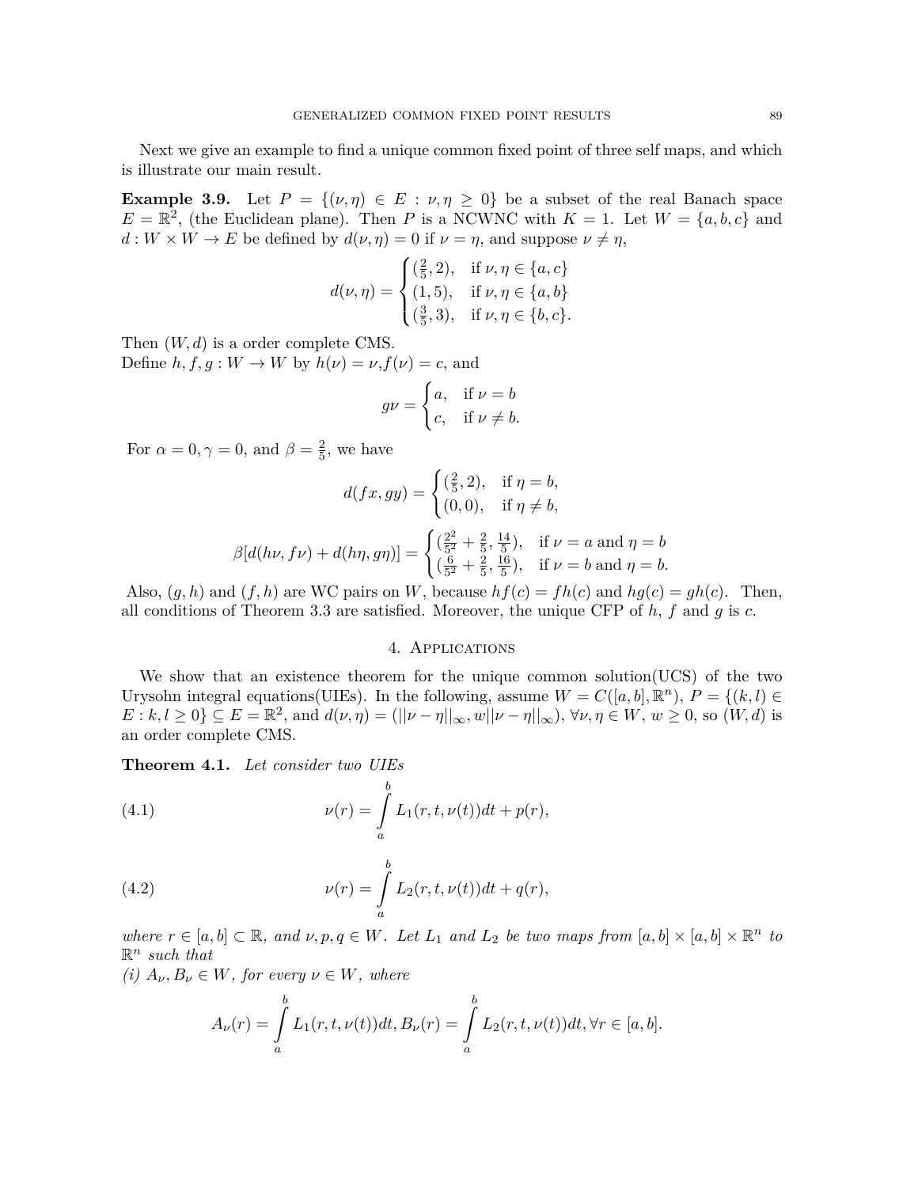Next we give an example to find a unique common fixed point of three self maps, and which is illustrate our main result.

**Example 3.9.** Let $P = \{(\nu, \eta) \in E : \nu, \eta \geq 0\}$ be a subset of the real Banach space $E = \mathbb{R}^2$, (the Euclidean plane). Then $P$ is a NCWNC with $K = 1$. Let $W = \{a, b, c\}$ and $d : W \times W \to E$ be defined by $d(\nu, \eta) = 0$ if $\nu = \eta$, and suppose $\nu \neq \eta$,

$$d(\nu, \eta) = \begin{cases} (\frac{2}{5}, 2), & \text{if } \nu, \eta \in \{a, c\} \\ (1, 5), & \text{if } \nu, \eta \in \{a, b\} \\ (\frac{3}{5}, 3), & \text{if } \nu, \eta \in \{b, c\}. \end{cases}$$

Then $(W, d)$ is a order complete CMS.
Define $h, f, g : W \to W$ by $h(\nu) = \nu, f(\nu) = c$, and

$$g\nu = \begin{cases} a, & \text{if } \nu = b \\ c, & \text{if } \nu \neq b. \end{cases}$$

For $\alpha = 0, \gamma = 0$, and $\beta = \frac{2}{5}$, we have

$$d(fx, gy) = \begin{cases} (\frac{2}{5}, 2), & \text{if } \eta = b, \\ (0, 0), & \text{if } \eta \neq b, \end{cases}$$

$$\beta[d(h\nu, f\nu) + d(h\eta, g\eta)] = \begin{cases} (\frac{2^2}{5^2} + \frac{2}{5}, \frac{14}{5}), & \text{if } \nu = a \text{ and } \eta = b \\ (\frac{6}{5^2} + \frac{2}{5}, \frac{16}{5}), & \text{if } \nu = b \text{ and } \eta = b. \end{cases}$$

Also, $(g, h)$ and $(f, h)$ are WC pairs on $W$, because $hf(c) = fh(c)$ and $hg(c) = gh(c)$. Then, all conditions of Theorem 3.3 are satisfied. Moreover, the unique CFP of $h$, $f$ and $g$ is $c$.

## 4. Applications

We show that an existence theorem for the unique common solution(UCS) of the two Urysohn integral equations(UIEs). In the following, assume $W = C([a, b], \mathbb{R}^n)$, $P = \{(k, l) \in E : k, l \geq 0\} \subseteq E = \mathbb{R}^2$, and $d(\nu, \eta) = (||\nu - \eta||_\infty, w||\nu - \eta||_\infty)$, $\forall \nu, \eta \in W$, $w \geq 0$, so $(W, d)$ is an order complete CMS.

**Theorem 4.1.** *Let consider two UIEs*

$$\nu(r) = \int_a^b L_1(r, t, \nu(t))dt + p(r), \tag{4.1}$$

$$\nu(r) = \int_a^b L_2(r, t, \nu(t))dt + q(r), \tag{4.2}$$

*where $r \in [a, b] \subset \mathbb{R}$, and $\nu, p, q \in W$. Let $L_1$ and $L_2$ be two maps from $[a, b] \times [a, b] \times \mathbb{R}^n$ to $\mathbb{R}^n$ such that*
*(i) $A_\nu, B_\nu \in W$, for every $\nu \in W$, where*

$$A_\nu(r) = \int_a^b L_1(r, t, \nu(t))dt, B_\nu(r) = \int_a^b L_2(r, t, \nu(t))dt, \forall r \in [a, b].$$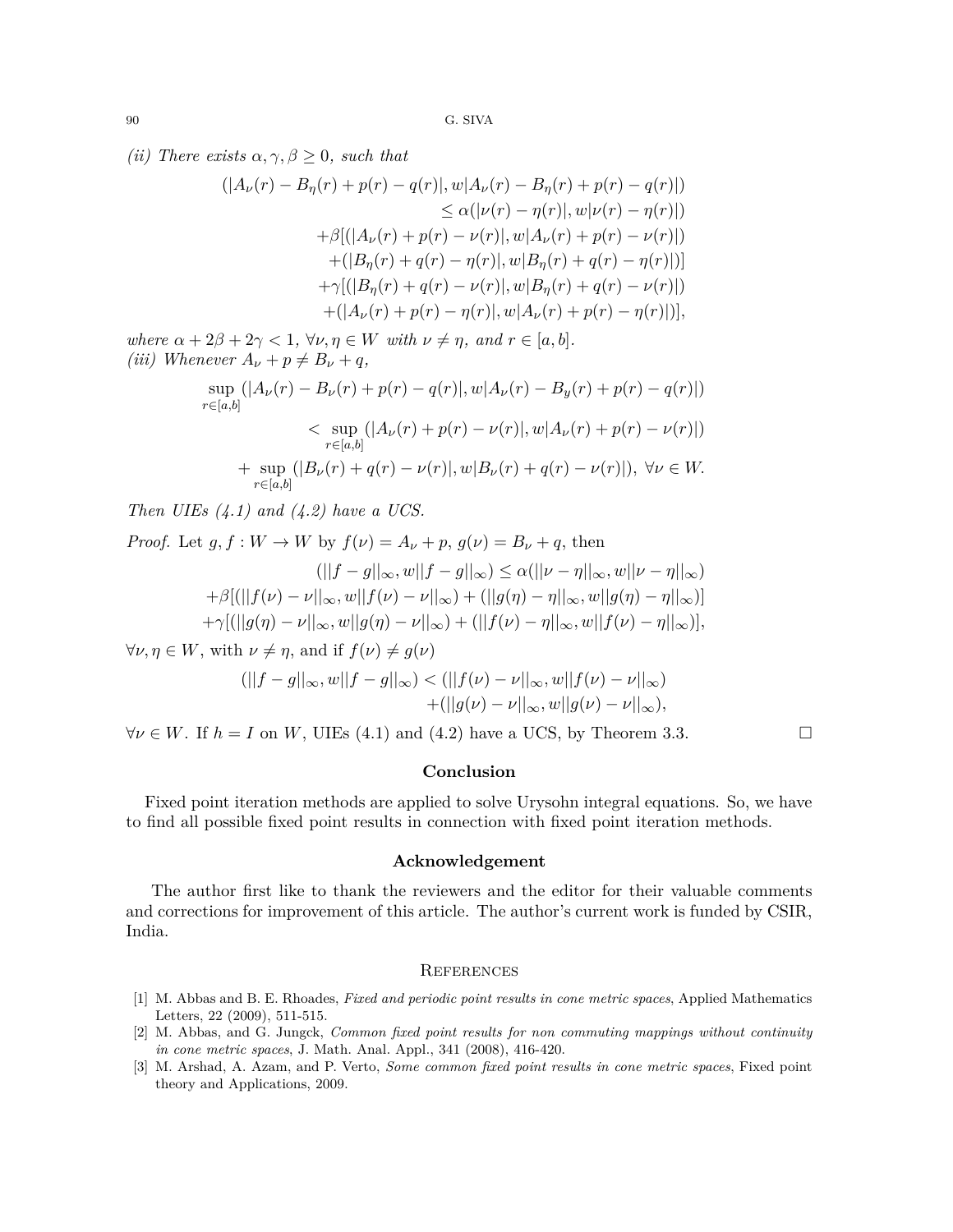*(ii) There exists $\alpha, \gamma, \beta \geq 0$, such that*

$$
\begin{aligned}
(|A_\nu(r) - B_\eta(r) + p(r) - q(r)|, w|A_\nu(r) - B_\eta(r) + p(r) - q(r)|) \\
\leq \alpha(|\nu(r) - \eta(r)|, w|\nu(r) - \eta(r)|) \\
+\beta[(|A_\nu(r) + p(r) - \nu(r)|, w|A_\nu(r) + p(r) - \nu(r)|) \\
+(|B_\eta(r) + q(r) - \eta(r)|, w|B_\eta(r) + q(r) - \eta(r)|)] \\
+\gamma[(|B_\eta(r) + q(r) - \nu(r)|, w|B_\eta(r) + q(r) - \nu(r)|) \\
+(|A_\nu(r) + p(r) - \eta(r)|, w|A_\nu(r) + p(r) - \eta(r)|)],
\end{aligned}
$$

*where $\alpha + 2\beta + 2\gamma < 1$, $\forall \nu, \eta \in W$ with $\nu \neq \eta$, and $r \in [a, b]$.*
*(iii) Whenever $A_\nu + p \neq B_\nu + q$,*

$$
\begin{aligned}
\sup_{r \in [a,b]} (|A_\nu(r) - B_\nu(r) + p(r) - q(r)|, w|A_\nu(r) - B_y(r) + p(r) - q(r)|) \\
< \sup_{r \in [a,b]} (|A_\nu(r) + p(r) - \nu(r)|, w|A_\nu(r) + p(r) - \nu(r)|) \\
+ \sup_{r \in [a,b]} (|B_\nu(r) + q(r) - \nu(r)|, w|B_\nu(r) + q(r) - \nu(r)|), \ \forall \nu \in W.
\end{aligned}
$$

*Then UIEs (4.1) and (4.2) have a UCS.*

*Proof.* Let $g, f : W \to W$ by $f(\nu) = A_\nu + p$, $g(\nu) = B_\nu + q$, then

$$
\begin{aligned}
(||f - g||_\infty, w||f - g||_\infty) \leq \alpha(||\nu - \eta||_\infty, w||\nu - \eta||_\infty) \\
+\beta[(||f(\nu) - \nu||_\infty, w||f(\nu) - \nu||_\infty) + (||g(\eta) - \eta||_\infty, w||g(\eta) - \eta||_\infty)] \\
+\gamma[(||g(\eta) - \nu||_\infty, w||g(\eta) - \nu||_\infty) + (||f(\nu) - \eta||_\infty, w||f(\nu) - \eta||_\infty)],
\end{aligned}
$$

$\forall \nu, \eta \in W$, with $\nu \neq \eta$, and if $f(\nu) \neq g(\nu)$

$$
\begin{aligned}
(||f - g||_\infty, w||f - g||_\infty) < (||f(\nu) - \nu||_\infty, w||f(\nu) - \nu||_\infty) \\
+(||g(\nu) - \nu||_\infty, w||g(\nu) - \nu||_\infty),
\end{aligned}
$$

$\forall \nu \in W$. If $h = I$ on $W$, UIEs (4.1) and (4.2) have a UCS, by Theorem 3.3. □

## Conclusion

Fixed point iteration methods are applied to solve Urysohn integral equations. So, we have to find all possible fixed point results in connection with fixed point iteration methods.

## Acknowledgement

The author first like to thank the reviewers and the editor for their valuable comments and corrections for improvement of this article. The author's current work is funded by CSIR, India.

## References

[1] M. Abbas and B. E. Rhoades, *Fixed and periodic point results in cone metric spaces*, Applied Mathematics Letters, 22 (2009), 511-515.

[2] M. Abbas, and G. Jungck, *Common fixed point results for non commuting mappings without continuity in cone metric spaces*, J. Math. Anal. Appl., 341 (2008), 416-420.

[3] M. Arshad, A. Azam, and P. Verto, *Some common fixed point results in cone metric spaces*, Fixed point theory and Applications, 2009.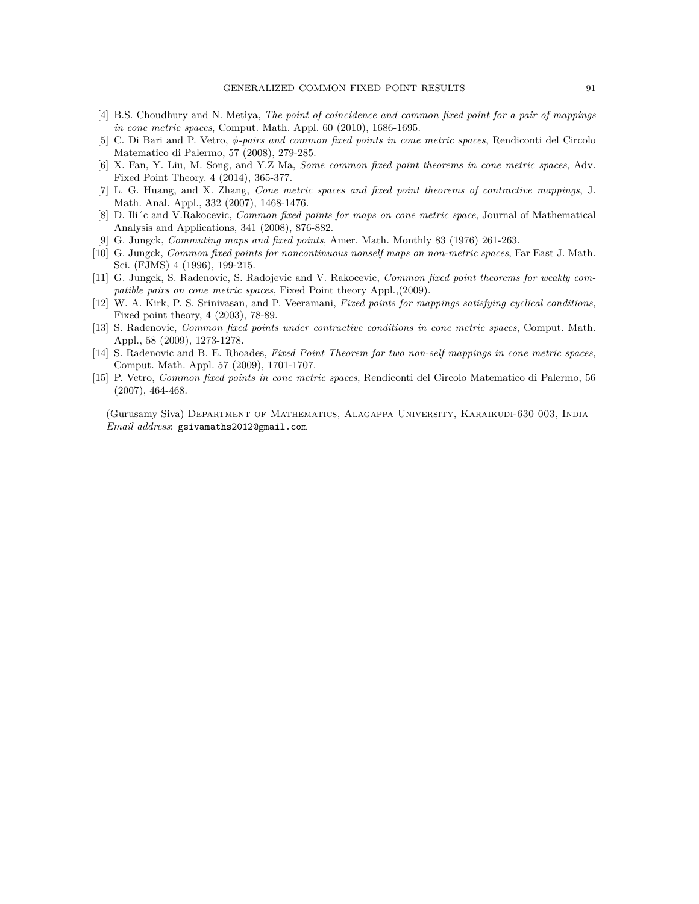[4] B.S. Choudhury and N. Metiya, *The point of coincidence and common fixed point for a pair of mappings in cone metric spaces*, Comput. Math. Appl. 60 (2010), 1686-1695.

[5] C. Di Bari and P. Vetro, *$\phi$-pairs and common fixed points in cone metric spaces*, Rendiconti del Circolo Matematico di Palermo, 57 (2008), 279-285.

[6] X. Fan, Y. Liu, M. Song, and Y.Z Ma, *Some common fixed point theorems in cone metric spaces*, Adv. Fixed Point Theory. 4 (2014), 365-377.

[7] L. G. Huang, and X. Zhang, *Cone metric spaces and fixed point theorems of contractive mappings*, J. Math. Anal. Appl., 332 (2007), 1468-1476.

[8] D. Ili´c and V.Rakocevic, *Common fixed points for maps on cone metric space*, Journal of Mathematical Analysis and Applications, 341 (2008), 876-882.

[9] G. Jungck, *Commuting maps and fixed points*, Amer. Math. Monthly 83 (1976) 261-263.

[10] G. Jungck, *Common fixed points for noncontinuous nonself maps on non-metric spaces*, Far East J. Math. Sci. (FJMS) 4 (1996), 199-215.

[11] G. Jungck, S. Radenovic, S. Radojevic and V. Rakocevic, *Common fixed point theorems for weakly compatible pairs on cone metric spaces*, Fixed Point theory Appl.,(2009).

[12] W. A. Kirk, P. S. Srinivasan, and P. Veeramani, *Fixed points for mappings satisfying cyclical conditions*, Fixed point theory, 4 (2003), 78-89.

[13] S. Radenovic, *Common fixed points under contractive conditions in cone metric spaces*, Comput. Math. Appl., 58 (2009), 1273-1278.

[14] S. Radenovic and B. E. Rhoades, *Fixed Point Theorem for two non-self mappings in cone metric spaces*, Comput. Math. Appl. 57 (2009), 1701-1707.

[15] P. Vetro, *Common fixed points in cone metric spaces*, Rendiconti del Circolo Matematico di Palermo, 56 (2007), 464-468.

(Gurusamy Siva) Department of Mathematics, Alagappa University, Karaikudi-630 003, India
*Email address*: gsivamaths2012@gmail.com